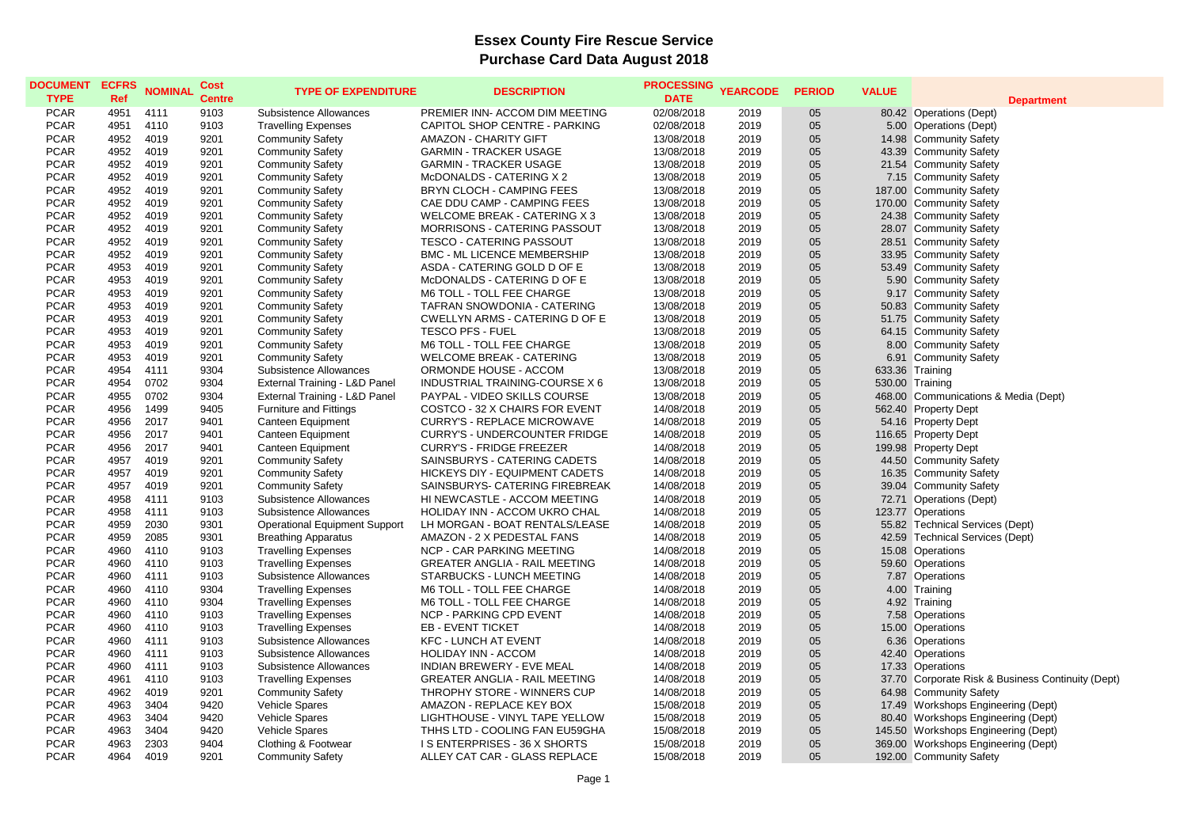# Essex County Fire Rescue Service
## Purchase Card Data August 2018

| DOCUMENT TYPE | ECFRS Ref | NOMINAL | Cost Centre | TYPE OF EXPENDITURE | DESCRIPTION | PROCESSING DATE | YEARCODE | PERIOD | VALUE | Department |
|---|---|---|---|---|---|---|---|---|---|---|
| PCAR | 4951 | 4111 | 9103 | Subsistence Allowances | PREMIER INN- ACCOM DIM MEETING | 02/08/2018 | 2019 | 05 | 80.42 | Operations (Dept) |
| PCAR | 4951 | 4110 | 9103 | Travelling Expenses | CAPITOL SHOP CENTRE - PARKING | 02/08/2018 | 2019 | 05 | 5.00 | Operations (Dept) |
| PCAR | 4952 | 4019 | 9201 | Community Safety | AMAZON - CHARITY GIFT | 13/08/2018 | 2019 | 05 | 14.98 | Community Safety |
| PCAR | 4952 | 4019 | 9201 | Community Safety | GARMIN - TRACKER USAGE | 13/08/2018 | 2019 | 05 | 43.39 | Community Safety |
| PCAR | 4952 | 4019 | 9201 | Community Safety | GARMIN - TRACKER USAGE | 13/08/2018 | 2019 | 05 | 21.54 | Community Safety |
| PCAR | 4952 | 4019 | 9201 | Community Safety | McDONALDS - CATERING X 2 | 13/08/2018 | 2019 | 05 | 7.15 | Community Safety |
| PCAR | 4952 | 4019 | 9201 | Community Safety | BRYN CLOCH - CAMPING FEES | 13/08/2018 | 2019 | 05 | 187.00 | Community Safety |
| PCAR | 4952 | 4019 | 9201 | Community Safety | CAE DDU CAMP - CAMPING FEES | 13/08/2018 | 2019 | 05 | 170.00 | Community Safety |
| PCAR | 4952 | 4019 | 9201 | Community Safety | WELCOME BREAK - CATERING X 3 | 13/08/2018 | 2019 | 05 | 24.38 | Community Safety |
| PCAR | 4952 | 4019 | 9201 | Community Safety | MORRISONS - CATERING PASSOUT | 13/08/2018 | 2019 | 05 | 28.07 | Community Safety |
| PCAR | 4952 | 4019 | 9201 | Community Safety | TESCO - CATERING PASSOUT | 13/08/2018 | 2019 | 05 | 28.51 | Community Safety |
| PCAR | 4952 | 4019 | 9201 | Community Safety | BMC - ML LICENCE MEMBERSHIP | 13/08/2018 | 2019 | 05 | 33.95 | Community Safety |
| PCAR | 4953 | 4019 | 9201 | Community Safety | ASDA - CATERING GOLD D OF E | 13/08/2018 | 2019 | 05 | 53.49 | Community Safety |
| PCAR | 4953 | 4019 | 9201 | Community Safety | McDONALDS - CATERING D OF E | 13/08/2018 | 2019 | 05 | 5.90 | Community Safety |
| PCAR | 4953 | 4019 | 9201 | Community Safety | M6 TOLL - TOLL FEE CHARGE | 13/08/2018 | 2019 | 05 | 9.17 | Community Safety |
| PCAR | 4953 | 4019 | 9201 | Community Safety | TAFRAN SNOWDONIA - CATERING | 13/08/2018 | 2019 | 05 | 50.83 | Community Safety |
| PCAR | 4953 | 4019 | 9201 | Community Safety | CWELLYN ARMS - CATERING D OF E | 13/08/2018 | 2019 | 05 | 51.75 | Community Safety |
| PCAR | 4953 | 4019 | 9201 | Community Safety | TESCO PFS - FUEL | 13/08/2018 | 2019 | 05 | 64.15 | Community Safety |
| PCAR | 4953 | 4019 | 9201 | Community Safety | M6 TOLL - TOLL FEE CHARGE | 13/08/2018 | 2019 | 05 | 8.00 | Community Safety |
| PCAR | 4953 | 4019 | 9201 | Community Safety | WELCOME BREAK - CATERING | 13/08/2018 | 2019 | 05 | 6.91 | Community Safety |
| PCAR | 4954 | 4111 | 9304 | Subsistence Allowances | ORMONDE HOUSE - ACCOM | 13/08/2018 | 2019 | 05 | 633.36 | Training |
| PCAR | 4954 | 0702 | 9304 | External Training - L&D Panel | INDUSTRIAL TRAINING-COURSE X 6 | 13/08/2018 | 2019 | 05 | 530.00 | Training |
| PCAR | 4955 | 0702 | 9304 | External Training - L&D Panel | PAYPAL - VIDEO SKILLS COURSE | 13/08/2018 | 2019 | 05 | 468.00 | Communications & Media (Dept) |
| PCAR | 4956 | 1499 | 9405 | Furniture and Fittings | COSTCO - 32 X CHAIRS FOR EVENT | 14/08/2018 | 2019 | 05 | 562.40 | Property Dept |
| PCAR | 4956 | 2017 | 9401 | Canteen Equipment | CURRY'S - REPLACE MICROWAVE | 14/08/2018 | 2019 | 05 | 54.16 | Property Dept |
| PCAR | 4956 | 2017 | 9401 | Canteen Equipment | CURRY'S - UNDERCOUNTER FRIDGE | 14/08/2018 | 2019 | 05 | 116.65 | Property Dept |
| PCAR | 4956 | 2017 | 9401 | Canteen Equipment | CURRY'S - FRIDGE FREEZER | 14/08/2018 | 2019 | 05 | 199.98 | Property Dept |
| PCAR | 4957 | 4019 | 9201 | Community Safety | SAINSBURYS - CATERING CADETS | 14/08/2018 | 2019 | 05 | 44.50 | Community Safety |
| PCAR | 4957 | 4019 | 9201 | Community Safety | HICKEYS DIY - EQUIPMENT CADETS | 14/08/2018 | 2019 | 05 | 16.35 | Community Safety |
| PCAR | 4957 | 4019 | 9201 | Community Safety | SAINSBURYS- CATERING FIREBREAK | 14/08/2018 | 2019 | 05 | 39.04 | Community Safety |
| PCAR | 4958 | 4111 | 9103 | Subsistence Allowances | HI NEWCASTLE - ACCOM MEETING | 14/08/2018 | 2019 | 05 | 72.71 | Operations (Dept) |
| PCAR | 4958 | 4111 | 9103 | Subsistence Allowances | HOLIDAY INN - ACCOM UKRO CHAL | 14/08/2018 | 2019 | 05 | 123.77 | Operations |
| PCAR | 4959 | 2030 | 9301 | Operational Equipment Support | LH MORGAN - BOAT RENTALS/LEASE | 14/08/2018 | 2019 | 05 | 55.82 | Technical Services (Dept) |
| PCAR | 4959 | 2085 | 9301 | Breathing Apparatus | AMAZON - 2 X PEDESTAL FANS | 14/08/2018 | 2019 | 05 | 42.59 | Technical Services (Dept) |
| PCAR | 4960 | 4110 | 9103 | Travelling Expenses | NCP - CAR PARKING MEETING | 14/08/2018 | 2019 | 05 | 15.08 | Operations |
| PCAR | 4960 | 4110 | 9103 | Travelling Expenses | GREATER ANGLIA - RAIL MEETING | 14/08/2018 | 2019 | 05 | 59.60 | Operations |
| PCAR | 4960 | 4111 | 9103 | Subsistence Allowances | STARBUCKS - LUNCH MEETING | 14/08/2018 | 2019 | 05 | 7.87 | Operations |
| PCAR | 4960 | 4110 | 9304 | Travelling Expenses | M6 TOLL - TOLL FEE CHARGE | 14/08/2018 | 2019 | 05 | 4.00 | Training |
| PCAR | 4960 | 4110 | 9304 | Travelling Expenses | M6 TOLL - TOLL FEE CHARGE | 14/08/2018 | 2019 | 05 | 4.92 | Training |
| PCAR | 4960 | 4110 | 9103 | Travelling Expenses | NCP - PARKING CPD EVENT | 14/08/2018 | 2019 | 05 | 7.58 | Operations |
| PCAR | 4960 | 4110 | 9103 | Travelling Expenses | EB - EVENT TICKET | 14/08/2018 | 2019 | 05 | 15.00 | Operations |
| PCAR | 4960 | 4111 | 9103 | Subsistence Allowances | KFC - LUNCH AT EVENT | 14/08/2018 | 2019 | 05 | 6.36 | Operations |
| PCAR | 4960 | 4111 | 9103 | Subsistence Allowances | HOLIDAY INN - ACCOM | 14/08/2018 | 2019 | 05 | 42.40 | Operations |
| PCAR | 4960 | 4111 | 9103 | Subsistence Allowances | INDIAN BREWERY - EVE MEAL | 14/08/2018 | 2019 | 05 | 17.33 | Operations |
| PCAR | 4961 | 4110 | 9103 | Travelling Expenses | GREATER ANGLIA - RAIL MEETING | 14/08/2018 | 2019 | 05 | 37.70 | Corporate Risk & Business Continuity (Dept) |
| PCAR | 4962 | 4019 | 9201 | Community Safety | THROPHY STORE - WINNERS CUP | 14/08/2018 | 2019 | 05 | 64.98 | Community Safety |
| PCAR | 4963 | 3404 | 9420 | Vehicle Spares | AMAZON - REPLACE KEY BOX | 15/08/2018 | 2019 | 05 | 17.49 | Workshops Engineering (Dept) |
| PCAR | 4963 | 3404 | 9420 | Vehicle Spares | LIGHTHOUSE - VINYL TAPE YELLOW | 15/08/2018 | 2019 | 05 | 80.40 | Workshops Engineering (Dept) |
| PCAR | 4963 | 3404 | 9420 | Vehicle Spares | THHS LTD - COOLING FAN EU59GHA | 15/08/2018 | 2019 | 05 | 145.50 | Workshops Engineering (Dept) |
| PCAR | 4963 | 2303 | 9404 | Clothing & Footwear | I S ENTERPRISES - 36 X SHORTS | 15/08/2018 | 2019 | 05 | 369.00 | Workshops Engineering (Dept) |
| PCAR | 4964 | 4019 | 9201 | Community Safety | ALLEY CAT CAR - GLASS REPLACE | 15/08/2018 | 2019 | 05 | 192.00 | Community Safety |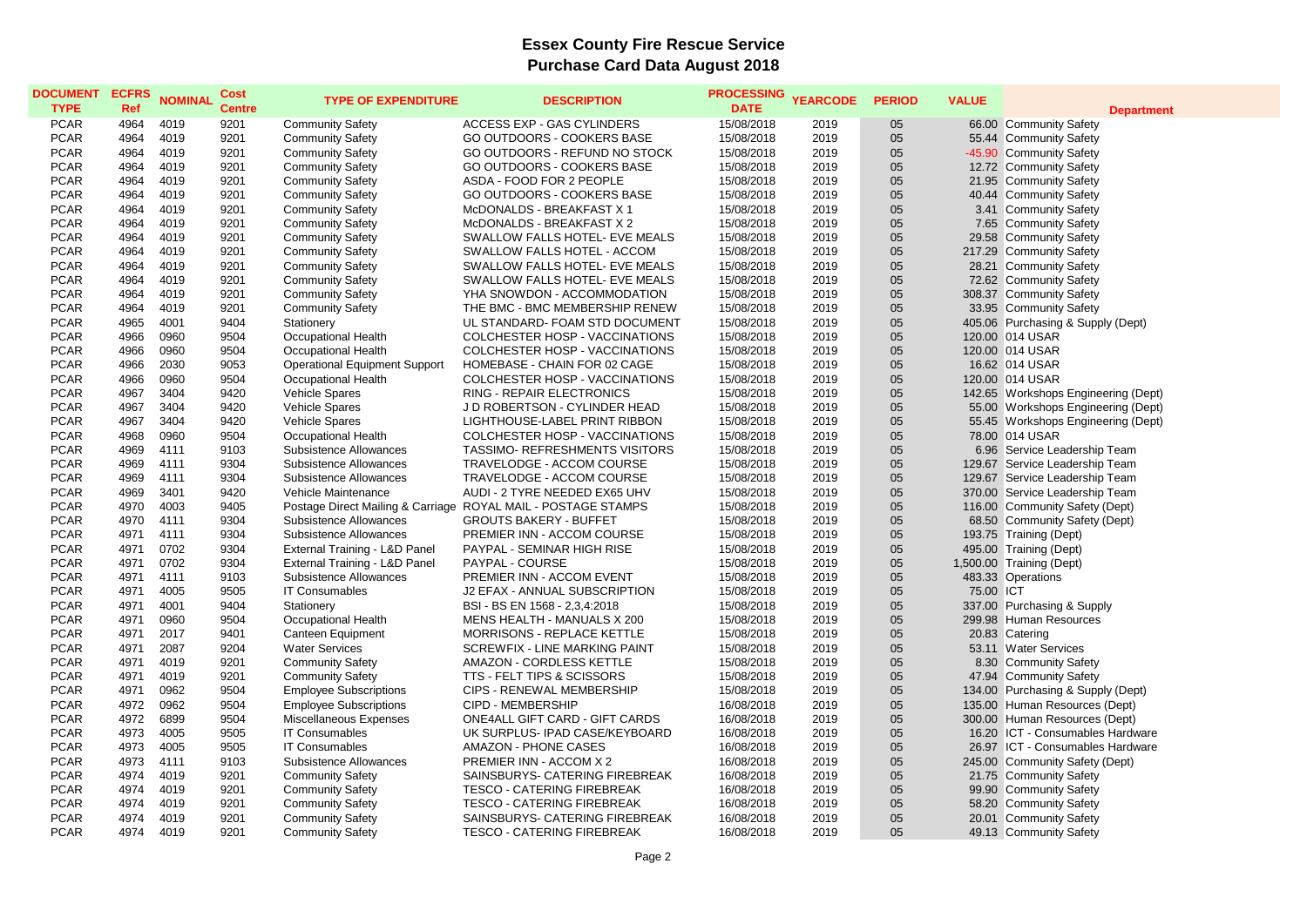# Essex County Fire Rescue Service
## Purchase Card Data August 2018

| DOCUMENT TYPE | ECFRS Ref | NOMINAL | Cost Centre | TYPE OF EXPENDITURE | DESCRIPTION | PROCESSING DATE | YEARCODE | PERIOD | VALUE | Department |
|---|---|---|---|---|---|---|---|---|---|---|
| PCAR | 4964 | 4019 | 9201 | Community Safety | ACCESS EXP - GAS CYLINDERS | 15/08/2018 | 2019 | 05 | 66.00 | Community Safety |
| PCAR | 4964 | 4019 | 9201 | Community Safety | GO OUTDOORS - COOKERS BASE | 15/08/2018 | 2019 | 05 | 55.44 | Community Safety |
| PCAR | 4964 | 4019 | 9201 | Community Safety | GO OUTDOORS - REFUND NO STOCK | 15/08/2018 | 2019 | 05 | -45.90 | Community Safety |
| PCAR | 4964 | 4019 | 9201 | Community Safety | GO OUTDOORS - COOKERS BASE | 15/08/2018 | 2019 | 05 | 12.72 | Community Safety |
| PCAR | 4964 | 4019 | 9201 | Community Safety | ASDA - FOOD FOR 2 PEOPLE | 15/08/2018 | 2019 | 05 | 21.95 | Community Safety |
| PCAR | 4964 | 4019 | 9201 | Community Safety | GO OUTDOORS - COOKERS BASE | 15/08/2018 | 2019 | 05 | 40.44 | Community Safety |
| PCAR | 4964 | 4019 | 9201 | Community Safety | McDONALDS - BREAKFAST X 1 | 15/08/2018 | 2019 | 05 | 3.41 | Community Safety |
| PCAR | 4964 | 4019 | 9201 | Community Safety | McDONALDS - BREAKFAST X 2 | 15/08/2018 | 2019 | 05 | 7.65 | Community Safety |
| PCAR | 4964 | 4019 | 9201 | Community Safety | SWALLOW FALLS HOTEL- EVE MEALS | 15/08/2018 | 2019 | 05 | 29.58 | Community Safety |
| PCAR | 4964 | 4019 | 9201 | Community Safety | SWALLOW FALLS HOTEL - ACCOM | 15/08/2018 | 2019 | 05 | 217.29 | Community Safety |
| PCAR | 4964 | 4019 | 9201 | Community Safety | SWALLOW FALLS HOTEL- EVE MEALS | 15/08/2018 | 2019 | 05 | 28.21 | Community Safety |
| PCAR | 4964 | 4019 | 9201 | Community Safety | SWALLOW FALLS HOTEL- EVE MEALS | 15/08/2018 | 2019 | 05 | 72.62 | Community Safety |
| PCAR | 4964 | 4019 | 9201 | Community Safety | YHA SNOWDON - ACCOMMODATION | 15/08/2018 | 2019 | 05 | 308.37 | Community Safety |
| PCAR | 4964 | 4019 | 9201 | Community Safety | THE BMC - BMC MEMBERSHIP RENEW | 15/08/2018 | 2019 | 05 | 33.95 | Community Safety |
| PCAR | 4965 | 4001 | 9404 | Stationery | UL STANDARD- FOAM STD DOCUMENT | 15/08/2018 | 2019 | 05 | 405.06 | Purchasing & Supply (Dept) |
| PCAR | 4966 | 0960 | 9504 | Occupational Health | COLCHESTER HOSP - VACCINATIONS | 15/08/2018 | 2019 | 05 | 120.00 | 014 USAR |
| PCAR | 4966 | 0960 | 9504 | Occupational Health | COLCHESTER HOSP - VACCINATIONS | 15/08/2018 | 2019 | 05 | 120.00 | 014 USAR |
| PCAR | 4966 | 2030 | 9053 | Operational Equipment Support | HOMEBASE - CHAIN FOR 02 CAGE | 15/08/2018 | 2019 | 05 | 16.62 | 014 USAR |
| PCAR | 4966 | 0960 | 9504 | Occupational Health | COLCHESTER HOSP - VACCINATIONS | 15/08/2018 | 2019 | 05 | 120.00 | 014 USAR |
| PCAR | 4967 | 3404 | 9420 | Vehicle Spares | RING - REPAIR ELECTRONICS | 15/08/2018 | 2019 | 05 | 142.65 | Workshops Engineering (Dept) |
| PCAR | 4967 | 3404 | 9420 | Vehicle Spares | J D ROBERTSON - CYLINDER HEAD | 15/08/2018 | 2019 | 05 | 55.00 | Workshops Engineering (Dept) |
| PCAR | 4967 | 3404 | 9420 | Vehicle Spares | LIGHTHOUSE-LABEL PRINT RIBBON | 15/08/2018 | 2019 | 05 | 55.45 | Workshops Engineering (Dept) |
| PCAR | 4968 | 0960 | 9504 | Occupational Health | COLCHESTER HOSP - VACCINATIONS | 15/08/2018 | 2019 | 05 | 78.00 | 014 USAR |
| PCAR | 4969 | 4111 | 9103 | Subsistence Allowances | TASSIMO- REFRESHMENTS VISITORS | 15/08/2018 | 2019 | 05 | 6.96 | Service Leadership Team |
| PCAR | 4969 | 4111 | 9304 | Subsistence Allowances | TRAVELODGE - ACCOM COURSE | 15/08/2018 | 2019 | 05 | 129.67 | Service Leadership Team |
| PCAR | 4969 | 4111 | 9304 | Subsistence Allowances | TRAVELODGE - ACCOM COURSE | 15/08/2018 | 2019 | 05 | 129.67 | Service Leadership Team |
| PCAR | 4969 | 3401 | 9420 | Vehicle Maintenance | AUDI - 2 TYRE NEEDED EX65 UHV | 15/08/2018 | 2019 | 05 | 370.00 | Service Leadership Team |
| PCAR | 4970 | 4003 | 9405 | Postage Direct Mailing & Carriage | ROYAL MAIL - POSTAGE STAMPS | 15/08/2018 | 2019 | 05 | 116.00 | Community Safety (Dept) |
| PCAR | 4970 | 4111 | 9304 | Subsistence Allowances | GROUTS BAKERY - BUFFET | 15/08/2018 | 2019 | 05 | 68.50 | Community Safety (Dept) |
| PCAR | 4971 | 4111 | 9304 | Subsistence Allowances | PREMIER INN - ACCOM COURSE | 15/08/2018 | 2019 | 05 | 193.75 | Training (Dept) |
| PCAR | 4971 | 0702 | 9304 | External Training - L&D Panel | PAYPAL - SEMINAR HIGH RISE | 15/08/2018 | 2019 | 05 | 495.00 | Training (Dept) |
| PCAR | 4971 | 0702 | 9304 | External Training - L&D Panel | PAYPAL - COURSE | 15/08/2018 | 2019 | 05 | 1,500.00 | Training (Dept) |
| PCAR | 4971 | 4111 | 9103 | Subsistence Allowances | PREMIER INN - ACCOM EVENT | 15/08/2018 | 2019 | 05 | 483.33 | Operations |
| PCAR | 4971 | 4005 | 9505 | IT Consumables | J2 EFAX - ANNUAL SUBSCRIPTION | 15/08/2018 | 2019 | 05 | 75.00 | ICT |
| PCAR | 4971 | 4001 | 9404 | Stationery | BSI - BS EN 1568 - 2,3,4:2018 | 15/08/2018 | 2019 | 05 | 337.00 | Purchasing & Supply |
| PCAR | 4971 | 0960 | 9504 | Occupational Health | MENS HEALTH - MANUALS X 200 | 15/08/2018 | 2019 | 05 | 299.98 | Human Resources |
| PCAR | 4971 | 2017 | 9401 | Canteen Equipment | MORRISONS - REPLACE KETTLE | 15/08/2018 | 2019 | 05 | 20.83 | Catering |
| PCAR | 4971 | 2087 | 9204 | Water Services | SCREWFIX - LINE MARKING PAINT | 15/08/2018 | 2019 | 05 | 53.11 | Water Services |
| PCAR | 4971 | 4019 | 9201 | Community Safety | AMAZON - CORDLESS KETTLE | 15/08/2018 | 2019 | 05 | 8.30 | Community Safety |
| PCAR | 4971 | 4019 | 9201 | Community Safety | TTS - FELT TIPS & SCISSORS | 15/08/2018 | 2019 | 05 | 47.94 | Community Safety |
| PCAR | 4971 | 0962 | 9504 | Employee Subscriptions | CIPS - RENEWAL MEMBERSHIP | 15/08/2018 | 2019 | 05 | 134.00 | Purchasing & Supply (Dept) |
| PCAR | 4972 | 0962 | 9504 | Employee Subscriptions | CIPD - MEMBERSHIP | 16/08/2018 | 2019 | 05 | 135.00 | Human Resources (Dept) |
| PCAR | 4972 | 6899 | 9504 | Miscellaneous Expenses | ONE4ALL GIFT CARD - GIFT CARDS | 16/08/2018 | 2019 | 05 | 300.00 | Human Resources (Dept) |
| PCAR | 4973 | 4005 | 9505 | IT Consumables | UK SURPLUS- IPAD CASE/KEYBOARD | 16/08/2018 | 2019 | 05 | 16.20 | ICT - Consumables Hardware |
| PCAR | 4973 | 4005 | 9505 | IT Consumables | AMAZON - PHONE CASES | 16/08/2018 | 2019 | 05 | 26.97 | ICT - Consumables Hardware |
| PCAR | 4973 | 4111 | 9103 | Subsistence Allowances | PREMIER INN - ACCOM X 2 | 16/08/2018 | 2019 | 05 | 245.00 | Community Safety (Dept) |
| PCAR | 4974 | 4019 | 9201 | Community Safety | SAINSBURYS- CATERING FIREBREAK | 16/08/2018 | 2019 | 05 | 21.75 | Community Safety |
| PCAR | 4974 | 4019 | 9201 | Community Safety | TESCO - CATERING FIREBREAK | 16/08/2018 | 2019 | 05 | 99.90 | Community Safety |
| PCAR | 4974 | 4019 | 9201 | Community Safety | TESCO - CATERING FIREBREAK | 16/08/2018 | 2019 | 05 | 58.20 | Community Safety |
| PCAR | 4974 | 4019 | 9201 | Community Safety | SAINSBURYS- CATERING FIREBREAK | 16/08/2018 | 2019 | 05 | 20.01 | Community Safety |
| PCAR | 4974 | 4019 | 9201 | Community Safety | TESCO - CATERING FIREBREAK | 16/08/2018 | 2019 | 05 | 49.13 | Community Safety |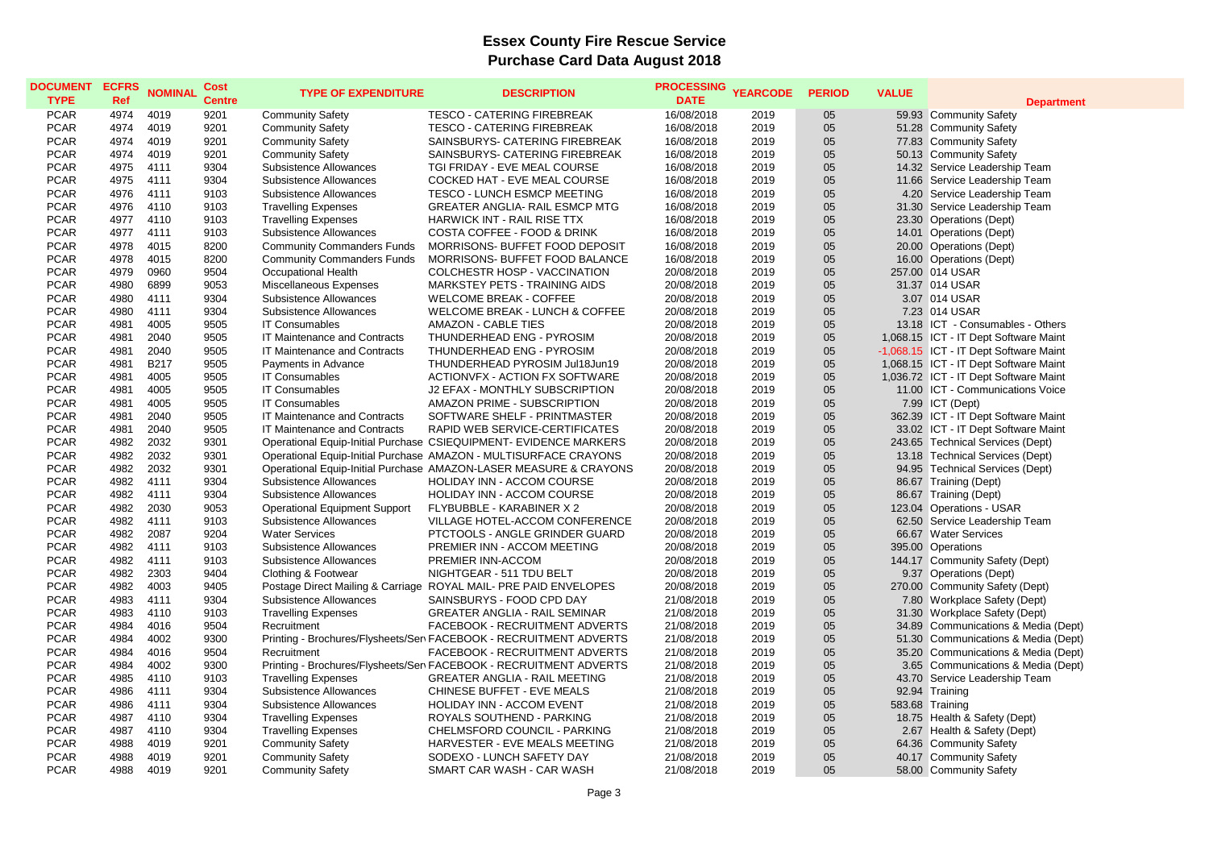# Essex County Fire Rescue Service

## Purchase Card Data August 2018

| DOCUMENT TYPE | ECFRS Ref | NOMINAL | Cost Centre | TYPE OF EXPENDITURE | DESCRIPTION | PROCESSING DATE | YEARCODE | PERIOD | VALUE | Department |
|---|---|---|---|---|---|---|---|---|---|---|
| PCAR | 4974 | 4019 | 9201 | Community Safety | TESCO - CATERING FIREBREAK | 16/08/2018 | 2019 | 05 | 59.93 | Community Safety |
| PCAR | 4974 | 4019 | 9201 | Community Safety | TESCO - CATERING FIREBREAK | 16/08/2018 | 2019 | 05 | 51.28 | Community Safety |
| PCAR | 4974 | 4019 | 9201 | Community Safety | SAINSBURYS- CATERING FIREBREAK | 16/08/2018 | 2019 | 05 | 77.83 | Community Safety |
| PCAR | 4974 | 4019 | 9201 | Community Safety | SAINSBURYS- CATERING FIREBREAK | 16/08/2018 | 2019 | 05 | 50.13 | Community Safety |
| PCAR | 4975 | 4111 | 9304 | Subsistence Allowances | TGI FRIDAY - EVE MEAL COURSE | 16/08/2018 | 2019 | 05 | 14.32 | Service Leadership Team |
| PCAR | 4975 | 4111 | 9304 | Subsistence Allowances | COCKED HAT - EVE MEAL COURSE | 16/08/2018 | 2019 | 05 | 11.66 | Service Leadership Team |
| PCAR | 4976 | 4111 | 9103 | Subsistence Allowances | TESCO - LUNCH ESMCP MEETING | 16/08/2018 | 2019 | 05 | 4.20 | Service Leadership Team |
| PCAR | 4976 | 4110 | 9103 | Travelling Expenses | GREATER ANGLIA- RAIL ESMCP MTG | 16/08/2018 | 2019 | 05 | 31.30 | Service Leadership Team |
| PCAR | 4977 | 4110 | 9103 | Travelling Expenses | HARWICK INT - RAIL RISE TTX | 16/08/2018 | 2019 | 05 | 23.30 | Operations (Dept) |
| PCAR | 4977 | 4111 | 9103 | Subsistence Allowances | COSTA COFFEE - FOOD & DRINK | 16/08/2018 | 2019 | 05 | 14.01 | Operations (Dept) |
| PCAR | 4978 | 4015 | 8200 | Community Commanders Funds | MORRISONS- BUFFET FOOD DEPOSIT | 16/08/2018 | 2019 | 05 | 20.00 | Operations (Dept) |
| PCAR | 4978 | 4015 | 8200 | Community Commanders Funds | MORRISONS- BUFFET FOOD BALANCE | 16/08/2018 | 2019 | 05 | 16.00 | Operations (Dept) |
| PCAR | 4979 | 0960 | 9504 | Occupational Health | COLCHESTR HOSP - VACCINATION | 20/08/2018 | 2019 | 05 | 257.00 | 014 USAR |
| PCAR | 4980 | 6899 | 9053 | Miscellaneous Expenses | MARKSTEY PETS - TRAINING AIDS | 20/08/2018 | 2019 | 05 | 31.37 | 014 USAR |
| PCAR | 4980 | 4111 | 9304 | Subsistence Allowances | WELCOME BREAK - COFFEE | 20/08/2018 | 2019 | 05 | 3.07 | 014 USAR |
| PCAR | 4980 | 4111 | 9304 | Subsistence Allowances | WELCOME BREAK - LUNCH & COFFEE | 20/08/2018 | 2019 | 05 | 7.23 | 014 USAR |
| PCAR | 4981 | 4005 | 9505 | IT Consumables | AMAZON - CABLE TIES | 20/08/2018 | 2019 | 05 | 13.18 | ICT - Consumables - Others |
| PCAR | 4981 | 2040 | 9505 | IT Maintenance and Contracts | THUNDERHEAD ENG - PYROSIM | 20/08/2018 | 2019 | 05 | 1,068.15 | ICT - IT Dept Software Maint |
| PCAR | 4981 | 2040 | 9505 | IT Maintenance and Contracts | THUNDERHEAD ENG - PYROSIM | 20/08/2018 | 2019 | 05 | -1,068.15 | ICT - IT Dept Software Maint |
| PCAR | 4981 | B217 | 9505 | Payments in Advance | THUNDERHEAD PYROSIM Jul18Jun19 | 20/08/2018 | 2019 | 05 | 1,068.15 | ICT - IT Dept Software Maint |
| PCAR | 4981 | 4005 | 9505 | IT Consumables | ACTIONVFX - ACTION FX SOFTWARE | 20/08/2018 | 2019 | 05 | 1,036.72 | ICT - IT Dept Software Maint |
| PCAR | 4981 | 4005 | 9505 | IT Consumables | J2 EFAX - MONTHLY SUBSCRIPTION | 20/08/2018 | 2019 | 05 | 11.00 | ICT - Communications Voice |
| PCAR | 4981 | 4005 | 9505 | IT Consumables | AMAZON PRIME - SUBSCRIPTION | 20/08/2018 | 2019 | 05 | 7.99 | ICT (Dept) |
| PCAR | 4981 | 2040 | 9505 | IT Maintenance and Contracts | SOFTWARE SHELF - PRINTMASTER | 20/08/2018 | 2019 | 05 | 362.39 | ICT - IT Dept Software Maint |
| PCAR | 4981 | 2040 | 9505 | IT Maintenance and Contracts | RAPID WEB SERVICE-CERTIFICATES | 20/08/2018 | 2019 | 05 | 33.02 | ICT - IT Dept Software Maint |
| PCAR | 4982 | 2032 | 9301 | Operational Equip-Initial Purchase | CSIEQUIPMENT- EVIDENCE MARKERS | 20/08/2018 | 2019 | 05 | 243.65 | Technical Services (Dept) |
| PCAR | 4982 | 2032 | 9301 | Operational Equip-Initial Purchase | AMAZON - MULTISURFACE CRAYONS | 20/08/2018 | 2019 | 05 | 13.18 | Technical Services (Dept) |
| PCAR | 4982 | 2032 | 9301 | Operational Equip-Initial Purchase | AMAZON-LASER MEASURE & CRAYONS | 20/08/2018 | 2019 | 05 | 94.95 | Technical Services (Dept) |
| PCAR | 4982 | 4111 | 9304 | Subsistence Allowances | HOLIDAY INN - ACCOM COURSE | 20/08/2018 | 2019 | 05 | 86.67 | Training (Dept) |
| PCAR | 4982 | 4111 | 9304 | Subsistence Allowances | HOLIDAY INN - ACCOM COURSE | 20/08/2018 | 2019 | 05 | 86.67 | Training (Dept) |
| PCAR | 4982 | 2030 | 9053 | Operational Equipment Support | FLYBUBBLE - KARABINER X 2 | 20/08/2018 | 2019 | 05 | 123.04 | Operations - USAR |
| PCAR | 4982 | 4111 | 9103 | Subsistence Allowances | VILLAGE HOTEL-ACCOM CONFERENCE | 20/08/2018 | 2019 | 05 | 62.50 | Service Leadership Team |
| PCAR | 4982 | 2087 | 9204 | Water Services | PTCTOOLS - ANGLE GRINDER GUARD | 20/08/2018 | 2019 | 05 | 66.67 | Water Services |
| PCAR | 4982 | 4111 | 9103 | Subsistence Allowances | PREMIER INN - ACCOM MEETING | 20/08/2018 | 2019 | 05 | 395.00 | Operations |
| PCAR | 4982 | 4111 | 9103 | Subsistence Allowances | PREMIER INN-ACCOM | 20/08/2018 | 2019 | 05 | 144.17 | Community Safety (Dept) |
| PCAR | 4982 | 2303 | 9404 | Clothing & Footwear | NIGHTGEAR - 511 TDU BELT | 20/08/2018 | 2019 | 05 | 9.37 | Operations (Dept) |
| PCAR | 4982 | 4003 | 9405 | Postage Direct Mailing & Carriage | ROYAL MAIL- PRE PAID ENVELOPES | 20/08/2018 | 2019 | 05 | 270.00 | Community Safety (Dept) |
| PCAR | 4983 | 4111 | 9304 | Subsistence Allowances | SAINSBURYS - FOOD CPD DAY | 21/08/2018 | 2019 | 05 | 7.80 | Workplace Safety (Dept) |
| PCAR | 4983 | 4110 | 9103 | Travelling Expenses | GREATER ANGLIA - RAIL SEMINAR | 21/08/2018 | 2019 | 05 | 31.30 | Workplace Safety (Dept) |
| PCAR | 4984 | 4016 | 9504 | Recruitment | FACEBOOK - RECRUITMENT ADVERTS | 21/08/2018 | 2019 | 05 | 34.89 | Communications & Media (Dept) |
| PCAR | 4984 | 4002 | 9300 | Printing - Brochures/Flysheets/Ser | FACEBOOK - RECRUITMENT ADVERTS | 21/08/2018 | 2019 | 05 | 51.30 | Communications & Media (Dept) |
| PCAR | 4984 | 4016 | 9504 | Recruitment | FACEBOOK - RECRUITMENT ADVERTS | 21/08/2018 | 2019 | 05 | 35.20 | Communications & Media (Dept) |
| PCAR | 4984 | 4002 | 9300 | Printing - Brochures/Flysheets/Ser | FACEBOOK - RECRUITMENT ADVERTS | 21/08/2018 | 2019 | 05 | 3.65 | Communications & Media (Dept) |
| PCAR | 4985 | 4110 | 9103 | Travelling Expenses | GREATER ANGLIA - RAIL MEETING | 21/08/2018 | 2019 | 05 | 43.70 | Service Leadership Team |
| PCAR | 4986 | 4111 | 9304 | Subsistence Allowances | CHINESE BUFFET - EVE MEALS | 21/08/2018 | 2019 | 05 | 92.94 | Training |
| PCAR | 4986 | 4111 | 9304 | Subsistence Allowances | HOLIDAY INN - ACCOM EVENT | 21/08/2018 | 2019 | 05 | 583.68 | Training |
| PCAR | 4987 | 4110 | 9304 | Travelling Expenses | ROYALS SOUTHEND - PARKING | 21/08/2018 | 2019 | 05 | 18.75 | Health & Safety (Dept) |
| PCAR | 4987 | 4110 | 9304 | Travelling Expenses | CHELMSFORD COUNCIL - PARKING | 21/08/2018 | 2019 | 05 | 2.67 | Health & Safety (Dept) |
| PCAR | 4988 | 4019 | 9201 | Community Safety | HARVESTER - EVE MEALS MEETING | 21/08/2018 | 2019 | 05 | 64.36 | Community Safety |
| PCAR | 4988 | 4019 | 9201 | Community Safety | SODEXO - LUNCH SAFETY DAY | 21/08/2018 | 2019 | 05 | 40.17 | Community Safety |
| PCAR | 4988 | 4019 | 9201 | Community Safety | SMART CAR WASH - CAR WASH | 21/08/2018 | 2019 | 05 | 58.00 | Community Safety |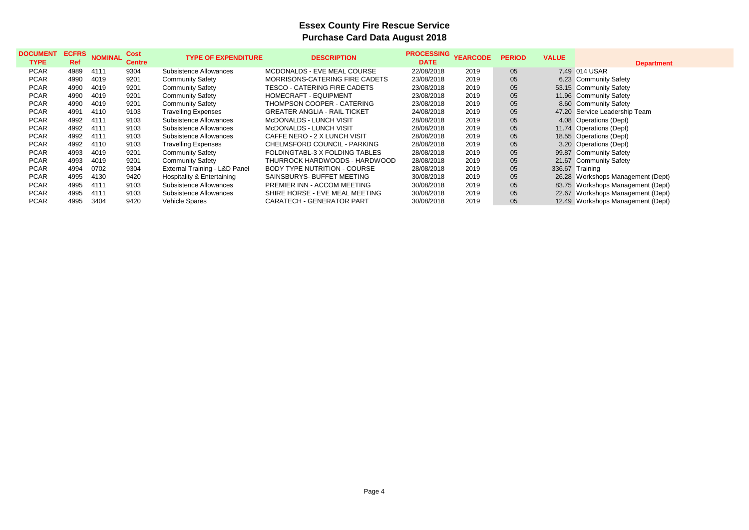# Essex County Fire Rescue Service

## Purchase Card Data August 2018

| DOCUMENT TYPE | ECFRS Ref | NOMINAL | Cost Centre | TYPE OF EXPENDITURE | DESCRIPTION | PROCESSING DATE | YEARCODE | PERIOD | VALUE | Department |
|---|---|---|---|---|---|---|---|---|---|---|
| PCAR | 4989 | 4111 | 9304 | Subsistence Allowances | MCDONALDS - EVE MEAL COURSE | 22/08/2018 | 2019 | 05 | 7.49 | 014 USAR |
| PCAR | 4990 | 4019 | 9201 | Community Safety | MORRISONS-CATERING FIRE CADETS | 23/08/2018 | 2019 | 05 | 6.23 | Community Safety |
| PCAR | 4990 | 4019 | 9201 | Community Safety | TESCO - CATERING FIRE CADETS | 23/08/2018 | 2019 | 05 | 53.15 | Community Safety |
| PCAR | 4990 | 4019 | 9201 | Community Safety | HOMECRAFT - EQUIPMENT | 23/08/2018 | 2019 | 05 | 11.96 | Community Safety |
| PCAR | 4990 | 4019 | 9201 | Community Safety | THOMPSON COOPER - CATERING | 23/08/2018 | 2019 | 05 | 8.60 | Community Safety |
| PCAR | 4991 | 4110 | 9103 | Travelling Expenses | GREATER ANGLIA - RAIL TICKET | 24/08/2018 | 2019 | 05 | 47.20 | Service Leadership Team |
| PCAR | 4992 | 4111 | 9103 | Subsistence Allowances | McDONALDS - LUNCH VISIT | 28/08/2018 | 2019 | 05 | 4.08 | Operations (Dept) |
| PCAR | 4992 | 4111 | 9103 | Subsistence Allowances | McDONALDS - LUNCH VISIT | 28/08/2018 | 2019 | 05 | 11.74 | Operations (Dept) |
| PCAR | 4992 | 4111 | 9103 | Subsistence Allowances | CAFFE NERO - 2 X LUNCH VISIT | 28/08/2018 | 2019 | 05 | 18.55 | Operations (Dept) |
| PCAR | 4992 | 4110 | 9103 | Travelling Expenses | CHELMSFORD COUNCIL - PARKING | 28/08/2018 | 2019 | 05 | 3.20 | Operations (Dept) |
| PCAR | 4993 | 4019 | 9201 | Community Safety | FOLDINGTABL-3 X FOLDING TABLES | 28/08/2018 | 2019 | 05 | 99.87 | Community Safety |
| PCAR | 4993 | 4019 | 9201 | Community Safety | THURROCK HARDWOODS - HARDWOOD | 28/08/2018 | 2019 | 05 | 21.67 | Community Safety |
| PCAR | 4994 | 0702 | 9304 | External Training - L&D Panel | BODY TYPE NUTRITION - COURSE | 28/08/2018 | 2019 | 05 | 336.67 | Training |
| PCAR | 4995 | 4130 | 9420 | Hospitality & Entertaining | SAINSBURYS- BUFFET MEETING | 30/08/2018 | 2019 | 05 | 26.28 | Workshops Management (Dept) |
| PCAR | 4995 | 4111 | 9103 | Subsistence Allowances | PREMIER INN - ACCOM MEETING | 30/08/2018 | 2019 | 05 | 83.75 | Workshops Management (Dept) |
| PCAR | 4995 | 4111 | 9103 | Subsistence Allowances | SHIRE HORSE - EVE MEAL MEETING | 30/08/2018 | 2019 | 05 | 22.67 | Workshops Management (Dept) |
| PCAR | 4995 | 3404 | 9420 | Vehicle Spares | CARATECH - GENERATOR PART | 30/08/2018 | 2019 | 05 | 12.49 | Workshops Management (Dept) |